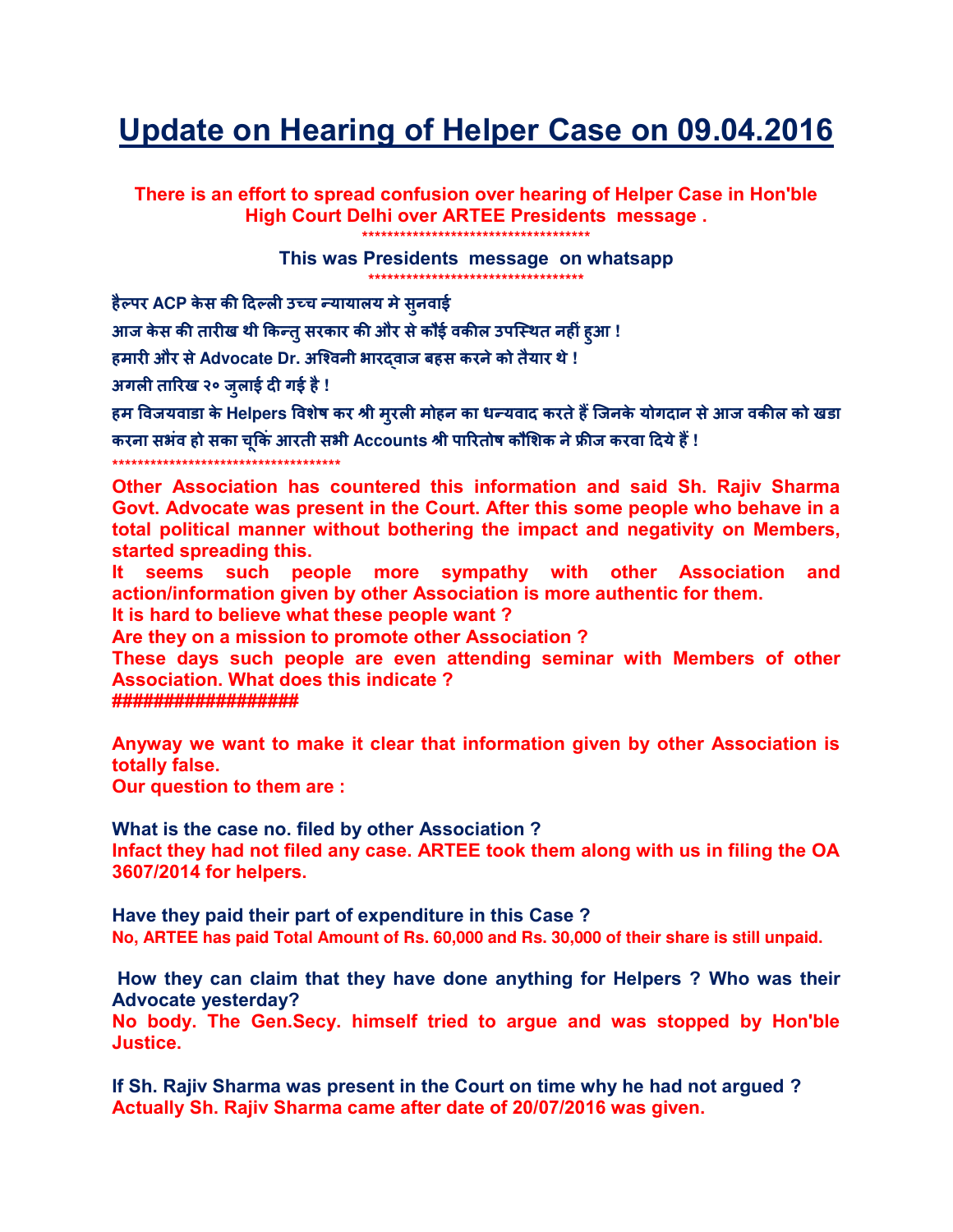# Update on Hearing of Helper Case on 09.04.2016

**There is an effort to spread confusion over hearing of Helper Case in Hon'ble High Court Delhi over ARTEE Presidents message .**

**\*\*\*\*\*\*\*\*\*\*\*\*\*\*\*\*\*\*\*\*\*\*\*\*\*\*\*\*\*\*\*\*\*\*\*\*\***

**This was Presidents message on whatsapp**

**\*\*\*\*\*\*\*\*\*\*\*\*\*\*\*\*\*\*\*\*\*\*\*\*\*\*\*\*\*\*\*\*\*\*\*\***

**हैल्पर ACP केस की दिल्ली उच्च न्यायालय मे सुनवाई**

**आज केस की तारीख थी किन्तु सरकार की और से कौई वकील उपस्थित नहीं हुआ !**

**हमारी और से Advocate Dr. अश्विनी भारद्वाज बहस करने को तैयार थे !**

**अगली तारिख २० जुलाई दी गई है !**

**हम विजयवाडा के Helpers विशेष कर श्री मुरली मोहन का धन्यवाद करते हैं जिनके योगदान से आज वकील को खडा करना सभंव हो सका चूकिं आरती सभी Accounts श्री पारितोष कौशिक ने फ्रीज करवा दिये हैं !**

**\*\*\*\*\*\*\*\*\*\*\*\*\*\*\*\*\*\*\*\*\*\*\*\*\*\*\*\*\*\*\*\*\*\*\*\*\*\***

**Other Association has countered this information and said Sh. Rajiv Sharma Govt. Advocate was present in the Court. After this some people who behave in a total political manner without bothering the impact and negativity on Members, started spreading this.**

**It seems such people more sympathy with other Association and action/information given by other Association is more authentic for them.**

**It is hard to believe what these people want ?**

**Are they on a mission to promote other Association ?**

**These days such people are even attending seminar with Members of other Association. What does this indicate ?**

**##################**

**Anyway we want to make it clear that information given by other Association is totally false.**

**Our question to them are :**

**What is the case no. filed by other Association ?**

**Infact they had not filed any case. ARTEE took them along with us in filing the OA 3607/2014 for helpers.**

**Have they paid their part of expenditure in this Case ?**

**No, ARTEE has paid Total Amount of Rs. 60,000 and Rs. 30,000 of their share is still unpaid.**

**How they can claim that they have done anything for Helpers ? Who was their Advocate yesterday?**

**No body. The Gen.Secy. himself tried to argue and was stopped by Hon'ble Justice.**

**If Sh. Rajiv Sharma was present in the Court on time why he had not argued ?**

**Actually Sh. Rajiv Sharma came after date of 20/07/2016 was given.**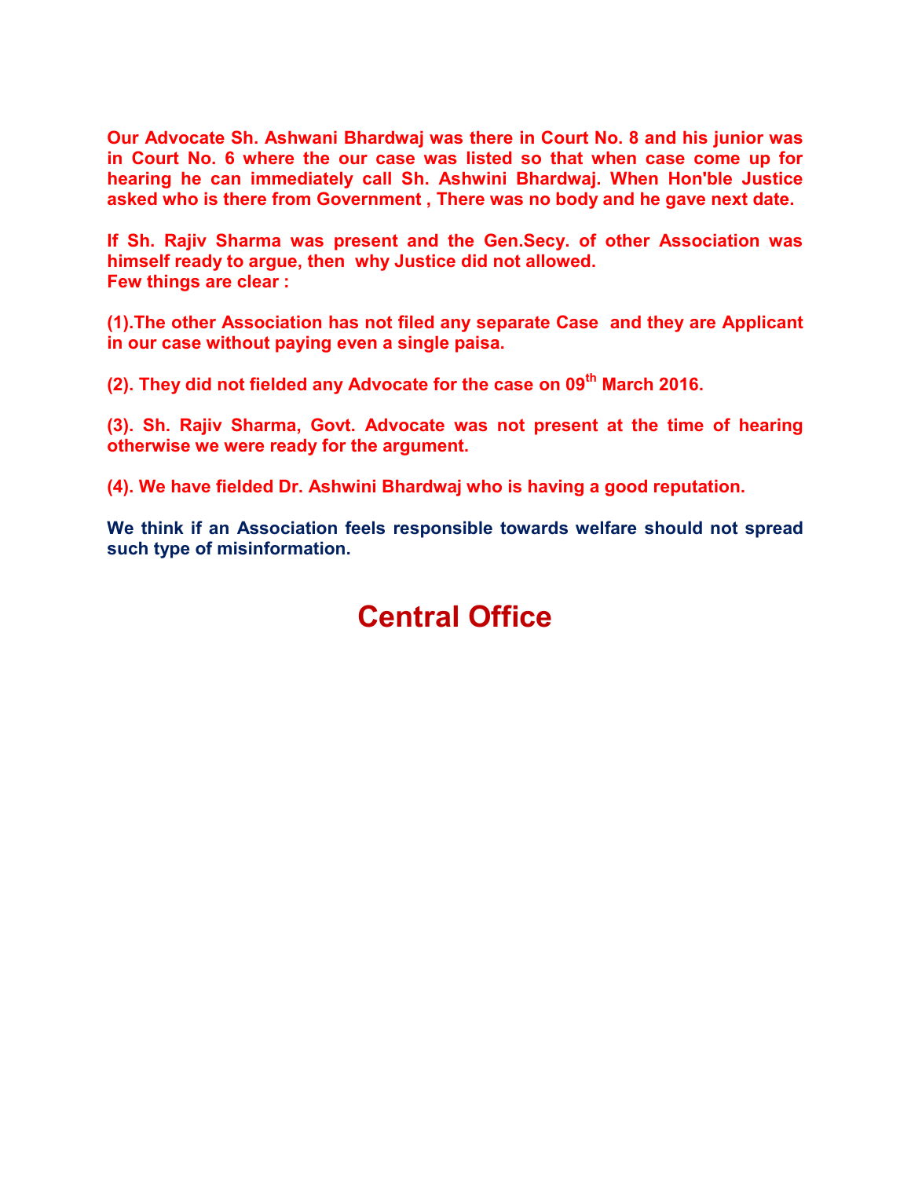**Our Advocate Sh. Ashwani Bhardwaj was there in Court No. 8 and his junior was in Court No. 6 where the our case was listed so that when case come up for hearing he can immediately call Sh. Ashwini Bhardwaj. When Hon'ble Justice asked who is there from Government , There was no body and he gave next date.**

**If Sh. Rajiv Sharma was present and the Gen.Secy. of other Association was himself ready to argue, then why Justice did not allowed.**
**Few things are clear :**

**(1).The other Association has not filed any separate Case and they are Applicant in our case without paying even a single paisa.**

**(2). They did not fielded any Advocate for the case on 09th March 2016.**

**(3). Sh. Rajiv Sharma, Govt. Advocate was not present at the time of hearing otherwise we were ready for the argument.**

**(4). We have fielded Dr. Ashwini Bhardwaj who is having a good reputation.**

**We think if an Association feels responsible towards welfare should not spread such type of misinformation.**

# Central Office